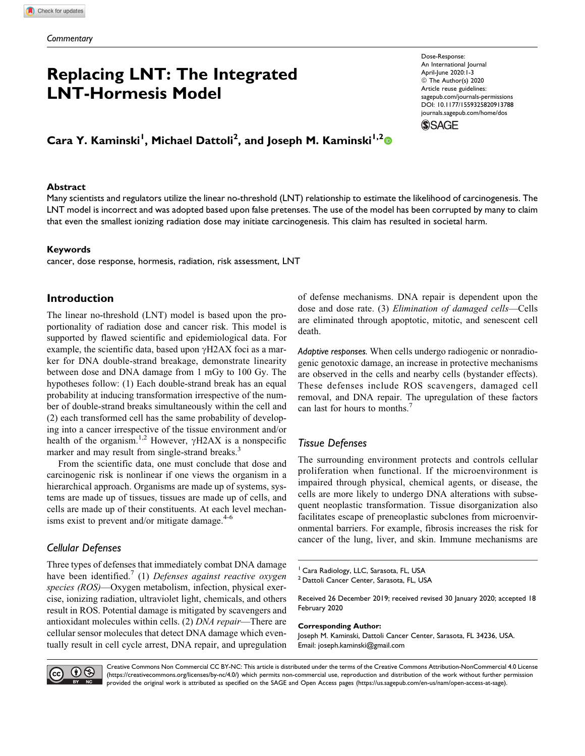*Commentary*

# Replacing LNT: The Integrated LNT-Hormesis Model

Dose-Response:
An International Journal
April-June 2020:1-3
© The Author(s) 2020
Article reuse guidelines:
sagepub.com/journals-permissions
DOI: 10.1177/1559325820913788
journals.sagepub.com/home/dos

**Cara Y. Kaminski[1], Michael Dattoli[2], and Joseph M. Kaminski[1,2]**

## Abstract

Many scientists and regulators utilize the linear no-threshold (LNT) relationship to estimate the likelihood of carcinogenesis. The LNT model is incorrect and was adopted based upon false pretenses. The use of the model has been corrupted by many to claim that even the smallest ionizing radiation dose may initiate carcinogenesis. This claim has resulted in societal harm.

### Keywords

cancer, dose response, hormesis, radiation, risk assessment, LNT

## Introduction

The linear no-threshold (LNT) model is based upon the proportionality of radiation dose and cancer risk. This model is supported by flawed scientific and epidemiological data. For example, the scientific data, based upon γH2AX foci as a marker for DNA double-strand breakage, demonstrate linearity between dose and DNA damage from 1 mGy to 100 Gy. The hypotheses follow: (1) Each double-strand break has an equal probability at inducing transformation irrespective of the number of double-strand breaks simultaneously within the cell and (2) each transformed cell has the same probability of developing into a cancer irrespective of the tissue environment and/or health of the organism.[1,2] However, γH2AX is a nonspecific marker and may result from single-strand breaks.[3]

From the scientific data, one must conclude that dose and carcinogenic risk is nonlinear if one views the organism in a hierarchical approach. Organisms are made up of systems, systems are made up of tissues, tissues are made up of cells, and cells are made up of their constituents. At each level mechanisms exist to prevent and/or mitigate damage.[4-6]

### Cellular Defenses

Three types of defenses that immediately combat DNA damage have been identified.[7] (1) *Defenses against reactive oxygen species (ROS)*—Oxygen metabolism, infection, physical exercise, ionizing radiation, ultraviolet light, chemicals, and others result in ROS. Potential damage is mitigated by scavengers and antioxidant molecules within cells. (2) *DNA repair*—There are cellular sensor molecules that detect DNA damage which eventually result in cell cycle arrest, DNA repair, and upregulation of defense mechanisms. DNA repair is dependent upon the dose and dose rate. (3) *Elimination of damaged cells*—Cells are eliminated through apoptotic, mitotic, and senescent cell death.

*Adaptive responses.* When cells undergo radiogenic or nonradiogenic genotoxic damage, an increase in protective mechanisms are observed in the cells and nearby cells (bystander effects). These defenses include ROS scavengers, damaged cell removal, and DNA repair. The upregulation of these factors can last for hours to months.[7]

### Tissue Defenses

The surrounding environment protects and controls cellular proliferation when functional. If the microenvironment is impaired through physical, chemical agents, or disease, the cells are more likely to undergo DNA alterations with subsequent neoplastic transformation. Tissue disorganization also facilitates escape of preneoplastic subclones from microenvironmental barriers. For example, fibrosis increases the risk for cancer of the lung, liver, and skin. Immune mechanisms are

---

[1] Cara Radiology, LLC, Sarasota, FL, USA
[2] Dattoli Cancer Center, Sarasota, FL, USA

Received 26 December 2019; received revised 30 January 2020; accepted 18 February 2020

**Corresponding Author:**
Joseph M. Kaminski, Dattoli Cancer Center, Sarasota, FL 34236, USA.
Email: joseph.kaminski@gmail.com

Creative Commons Non Commercial CC BY-NC: This article is distributed under the terms of the Creative Commons Attribution-NonCommercial 4.0 License (https://creativecommons.org/licenses/by-nc/4.0/) which permits non-commercial use, reproduction and distribution of the work without further permission provided the original work is attributed as specified on the SAGE and Open Access pages (https://us.sagepub.com/en-us/nam/open-access-at-sage).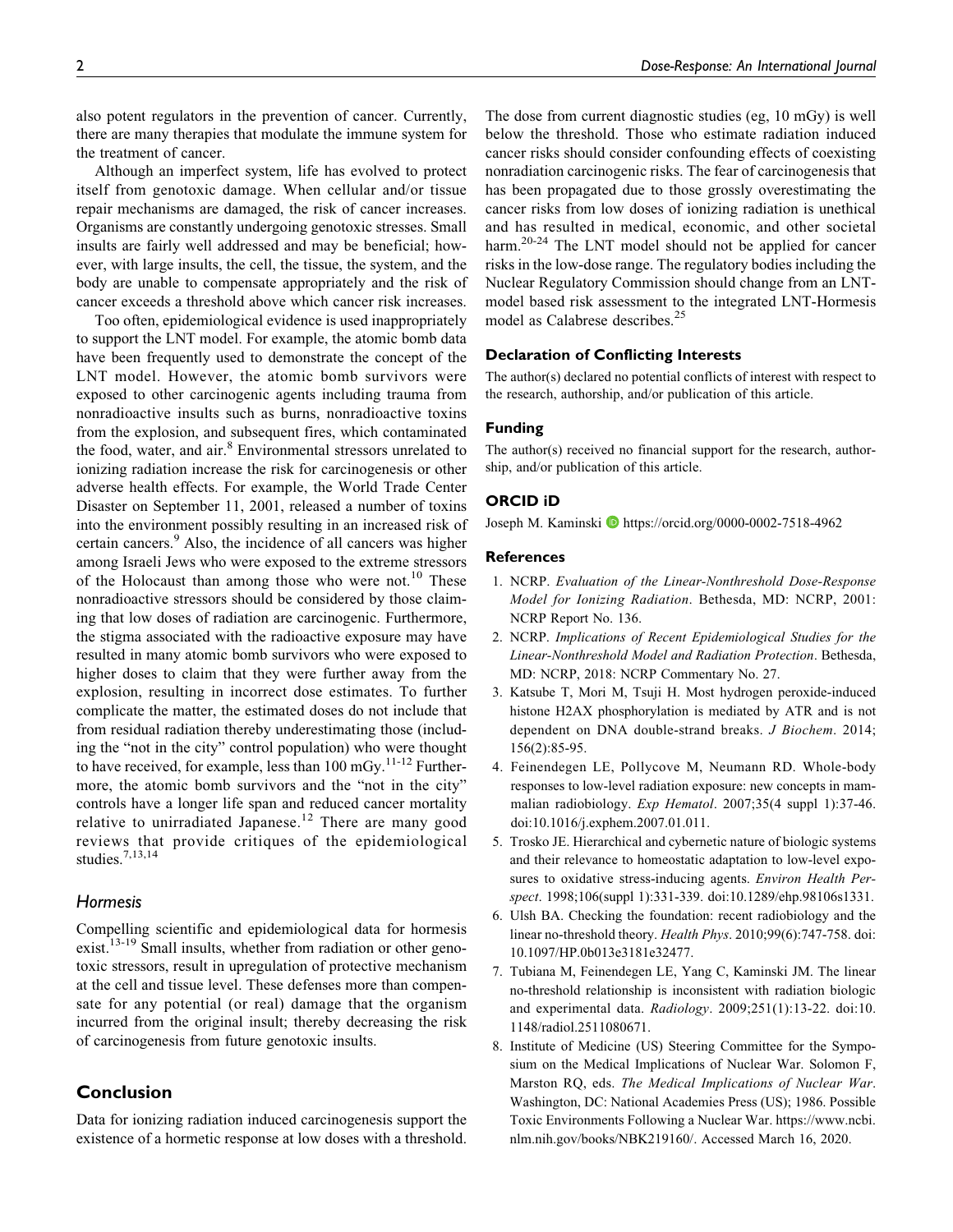also potent regulators in the prevention of cancer. Currently, there are many therapies that modulate the immune system for the treatment of cancer.

Although an imperfect system, life has evolved to protect itself from genotoxic damage. When cellular and/or tissue repair mechanisms are damaged, the risk of cancer increases. Organisms are constantly undergoing genotoxic stresses. Small insults are fairly well addressed and may be beneficial; however, with large insults, the cell, the tissue, the system, and the body are unable to compensate appropriately and the risk of cancer exceeds a threshold above which cancer risk increases.

Too often, epidemiological evidence is used inappropriately to support the LNT model. For example, the atomic bomb data have been frequently used to demonstrate the concept of the LNT model. However, the atomic bomb survivors were exposed to other carcinogenic agents including trauma from nonradioactive insults such as burns, nonradioactive toxins from the explosion, and subsequent fires, which contaminated the food, water, and air.[8] Environmental stressors unrelated to ionizing radiation increase the risk for carcinogenesis or other adverse health effects. For example, the World Trade Center Disaster on September 11, 2001, released a number of toxins into the environment possibly resulting in an increased risk of certain cancers.[9] Also, the incidence of all cancers was higher among Israeli Jews who were exposed to the extreme stressors of the Holocaust than among those who were not.[10] These nonradioactive stressors should be considered by those claiming that low doses of radiation are carcinogenic. Furthermore, the stigma associated with the radioactive exposure may have resulted in many atomic bomb survivors who were exposed to higher doses to claim that they were further away from the explosion, resulting in incorrect dose estimates. To further complicate the matter, the estimated doses do not include that from residual radiation thereby underestimating those (including the "not in the city" control population) who were thought to have received, for example, less than 100 mGy.[11-12] Furthermore, the atomic bomb survivors and the "not in the city" controls have a longer life span and reduced cancer mortality relative to unirradiated Japanese.[12] There are many good reviews that provide critiques of the epidemiological studies.[7,13,14]

### *Hormesis*

Compelling scientific and epidemiological data for hormesis exist.[13-19] Small insults, whether from radiation or other genotoxic stressors, result in upregulation of protective mechanism at the cell and tissue level. These defenses more than compensate for any potential (or real) damage that the organism incurred from the original insult; thereby decreasing the risk of carcinogenesis from future genotoxic insults.

## Conclusion

Data for ionizing radiation induced carcinogenesis support the existence of a hormetic response at low doses with a threshold. The dose from current diagnostic studies (eg, 10 mGy) is well below the threshold. Those who estimate radiation induced cancer risks should consider confounding effects of coexisting nonradiation carcinogenic risks. The fear of carcinogenesis that has been propagated due to those grossly overestimating the cancer risks from low doses of ionizing radiation is unethical and has resulted in medical, economic, and other societal harm.[20-24] The LNT model should not be applied for cancer risks in the low-dose range. The regulatory bodies including the Nuclear Regulatory Commission should change from an LNT-model based risk assessment to the integrated LNT-Hormesis model as Calabrese describes.[25]

### Declaration of Conflicting Interests

The author(s) declared no potential conflicts of interest with respect to the research, authorship, and/or publication of this article.

### Funding

The author(s) received no financial support for the research, authorship, and/or publication of this article.

### ORCID iD

Joseph M. Kaminski https://orcid.org/0000-0002-7518-4962

### References

1. NCRP. *Evaluation of the Linear-Nonthreshold Dose-Response Model for Ionizing Radiation*. Bethesda, MD: NCRP, 2001: NCRP Report No. 136.
2. NCRP. *Implications of Recent Epidemiological Studies for the Linear-Nonthreshold Model and Radiation Protection*. Bethesda, MD: NCRP, 2018: NCRP Commentary No. 27.
3. Katsube T, Mori M, Tsuji H. Most hydrogen peroxide-induced histone H2AX phosphorylation is mediated by ATR and is not dependent on DNA double-strand breaks. *J Biochem*. 2014; 156(2):85-95.
4. Feinendegen LE, Pollycove M, Neumann RD. Whole-body responses to low-level radiation exposure: new concepts in mammalian radiobiology. *Exp Hematol*. 2007;35(4 suppl 1):37-46. doi:10.1016/j.exphem.2007.01.011.
5. Trosko JE. Hierarchical and cybernetic nature of biologic systems and their relevance to homeostatic adaptation to low-level exposures to oxidative stress-inducing agents. *Environ Health Perspect*. 1998;106(suppl 1):331-339. doi:10.1289/ehp.98106s1331.
6. Ulsh BA. Checking the foundation: recent radiobiology and the linear no-threshold theory. *Health Phys*. 2010;99(6):747-758. doi: 10.1097/HP.0b013e3181e32477.
7. Tubiana M, Feinendegen LE, Yang C, Kaminski JM. The linear no-threshold relationship is inconsistent with radiation biologic and experimental data. *Radiology*. 2009;251(1):13-22. doi:10.1148/radiol.2511080671.
8. Institute of Medicine (US) Steering Committee for the Symposium on the Medical Implications of Nuclear War. Solomon F, Marston RQ, eds. *The Medical Implications of Nuclear War*. Washington, DC: National Academies Press (US); 1986. Possible Toxic Environments Following a Nuclear War. https://www.ncbi.nlm.nih.gov/books/NBK219160/. Accessed March 16, 2020.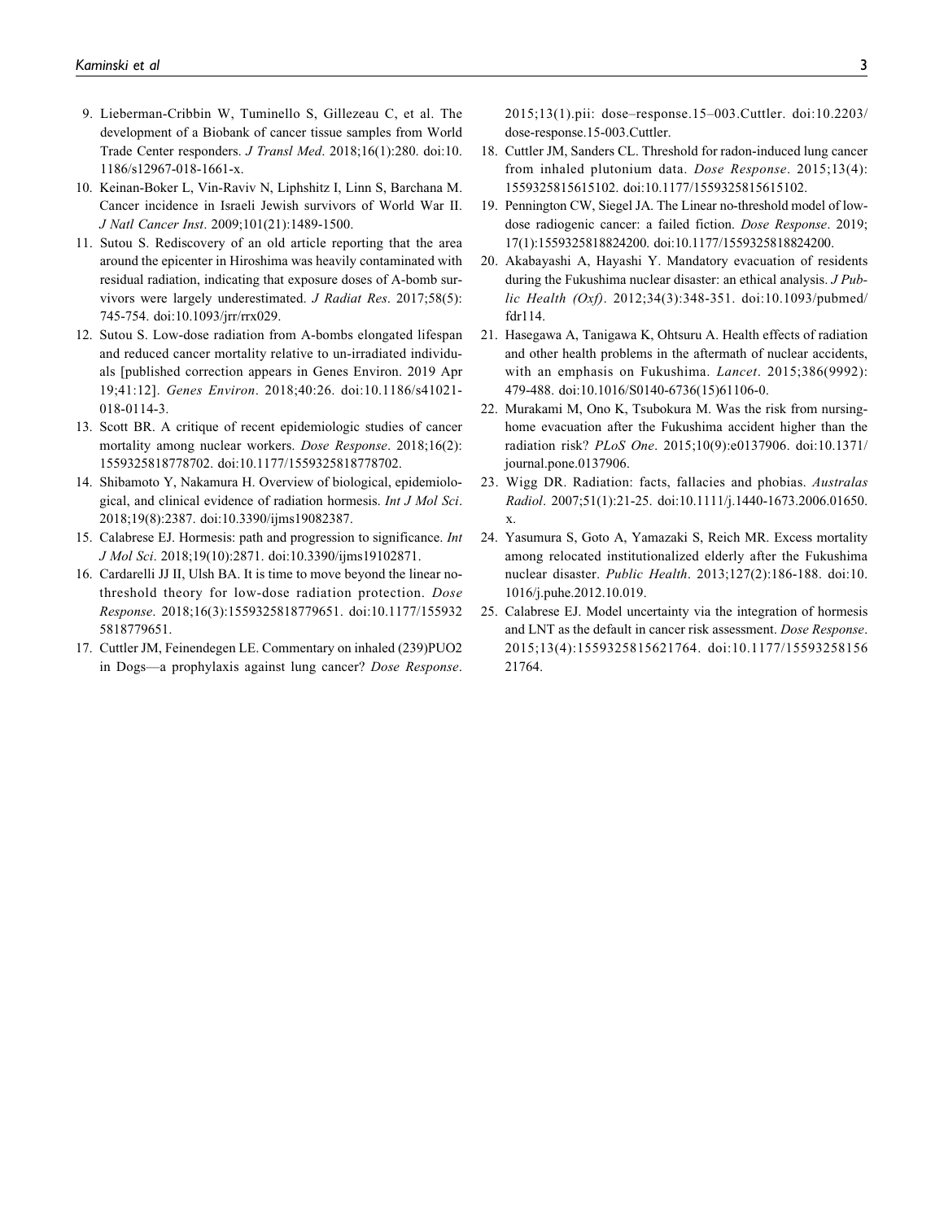9. Lieberman-Cribbin W, Tuminello S, Gillezeau C, et al. The development of a Biobank of cancer tissue samples from World Trade Center responders. *J Transl Med*. 2018;16(1):280. doi:10.1186/s12967-018-1661-x.
10. Keinan-Boker L, Vin-Raviv N, Liphshitz I, Linn S, Barchana M. Cancer incidence in Israeli Jewish survivors of World War II. *J Natl Cancer Inst*. 2009;101(21):1489-1500.
11. Sutou S. Rediscovery of an old article reporting that the area around the epicenter in Hiroshima was heavily contaminated with residual radiation, indicating that exposure doses of A-bomb survivors were largely underestimated. *J Radiat Res*. 2017;58(5): 745-754. doi:10.1093/jrr/rrx029.
12. Sutou S. Low-dose radiation from A-bombs elongated lifespan and reduced cancer mortality relative to un-irradiated individuals [published correction appears in Genes Environ. 2019 Apr 19;41:12]. *Genes Environ*. 2018;40:26. doi:10.1186/s41021-018-0114-3.
13. Scott BR. A critique of recent epidemiologic studies of cancer mortality among nuclear workers. *Dose Response*. 2018;16(2): 1559325818778702. doi:10.1177/1559325818778702.
14. Shibamoto Y, Nakamura H. Overview of biological, epidemiological, and clinical evidence of radiation hormesis. *Int J Mol Sci*. 2018;19(8):2387. doi:10.3390/ijms19082387.
15. Calabrese EJ. Hormesis: path and progression to significance. *Int J Mol Sci*. 2018;19(10):2871. doi:10.3390/ijms19102871.
16. Cardarelli JJ II, Ulsh BA. It is time to move beyond the linear no-threshold theory for low-dose radiation protection. *Dose Response*. 2018;16(3):1559325818779651. doi:10.1177/1559325818779651.
17. Cuttler JM, Feinendegen LE. Commentary on inhaled (239)PUO2 in Dogs—a prophylaxis against lung cancer? *Dose Response*. 2015;13(1).pii: dose–response.15–003.Cuttler. doi:10.2203/dose-response.15-003.Cuttler.
18. Cuttler JM, Sanders CL. Threshold for radon-induced lung cancer from inhaled plutonium data. *Dose Response*. 2015;13(4): 1559325815615102. doi:10.1177/1559325815615102.
19. Pennington CW, Siegel JA. The Linear no-threshold model of low-dose radiogenic cancer: a failed fiction. *Dose Response*. 2019; 17(1):1559325818824200. doi:10.1177/1559325818824200.
20. Akabayashi A, Hayashi Y. Mandatory evacuation of residents during the Fukushima nuclear disaster: an ethical analysis. *J Public Health (Oxf)*. 2012;34(3):348-351. doi:10.1093/pubmed/fdr114.
21. Hasegawa A, Tanigawa K, Ohtsuru A. Health effects of radiation and other health problems in the aftermath of nuclear accidents, with an emphasis on Fukushima. *Lancet*. 2015;386(9992): 479-488. doi:10.1016/S0140-6736(15)61106-0.
22. Murakami M, Ono K, Tsubokura M. Was the risk from nursing-home evacuation after the Fukushima accident higher than the radiation risk? *PLoS One*. 2015;10(9):e0137906. doi:10.1371/journal.pone.0137906.
23. Wigg DR. Radiation: facts, fallacies and phobias. *Australas Radiol*. 2007;51(1):21-25. doi:10.1111/j.1440-1673.2006.01650.x.
24. Yasumura S, Goto A, Yamazaki S, Reich MR. Excess mortality among relocated institutionalized elderly after the Fukushima nuclear disaster. *Public Health*. 2013;127(2):186-188. doi:10.1016/j.puhe.2012.10.019.
25. Calabrese EJ. Model uncertainty via the integration of hormesis and LNT as the default in cancer risk assessment. *Dose Response*. 2015;13(4):1559325815621764. doi:10.1177/1559325815621764.